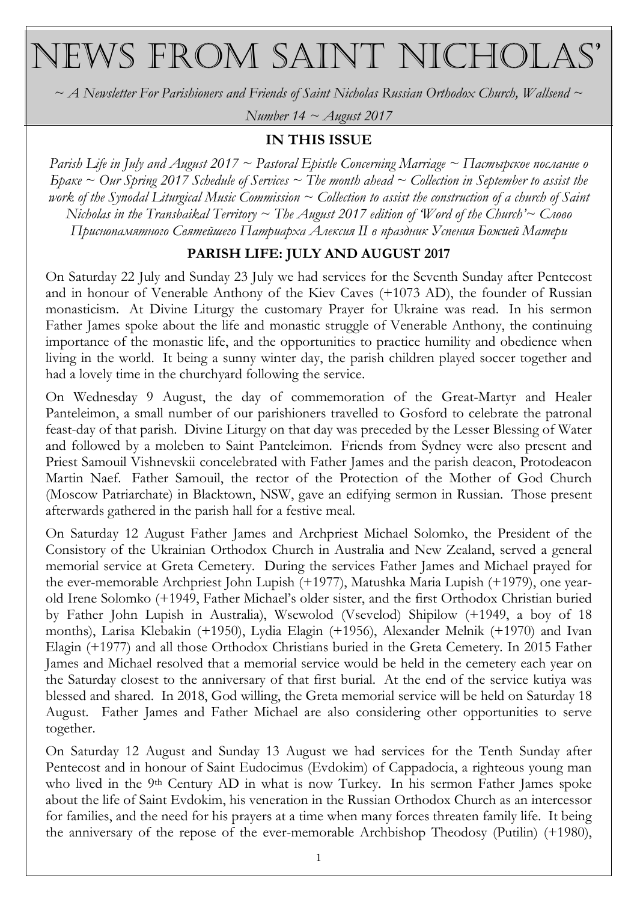// News from Saint Nicholas'

*~ A Newsletter For Parishioners and Friends of Saint Nicholas Russian Orthodox Church, Wallsend ~*

*Number 14 ~ August 2017*

**IN THIS ISSUE**

*Parish Life in July and August 2017 ~ Pastoral Epistle Concerning Marriage ~ Пастырское послание о Браке ~ Our Spring 2017 Schedule of Services ~ The month ahead ~ Collection in September to assist the work of the Synodal Liturgical Music Commission ~ Collection to assist the construction of a church of Saint Nicholas in the Transbaikal Territory ~ The August 2017 edition of 'Word of the Church'~ Слово Приснопамятного Святейшего Патриарха Алексия II в праздник Успения Божией Матери*

**PARISH LIFE: JULY AND AUGUST 2017**

On Saturday 22 July and Sunday 23 July we had services for the Seventh Sunday after Pentecost and in honour of Venerable Anthony of the Kiev Caves (+1073 AD), the founder of Russian monasticism. At Divine Liturgy the customary Prayer for Ukraine was read. In his sermon Father James spoke about the life and monastic struggle of Venerable Anthony, the continuing importance of the monastic life, and the opportunities to practice humility and obedience when living in the world. It being a sunny winter day, the parish children played soccer together and had a lovely time in the churchyard following the service.

On Wednesday 9 August, the day of commemoration of the Great-Martyr and Healer Panteleimon, a small number of our parishioners travelled to Gosford to celebrate the patronal feast-day of that parish. Divine Liturgy on that day was preceded by the Lesser Blessing of Water and followed by a moleben to Saint Panteleimon. Friends from Sydney were also present and Priest Samouil Vishnevskii concelebrated with Father James and the parish deacon, Protodeacon Martin Naef. Father Samouil, the rector of the Protection of the Mother of God Church (Moscow Patriarchate) in Blacktown, NSW, gave an edifying sermon in Russian. Those present afterwards gathered in the parish hall for a festive meal.

On Saturday 12 August Father James and Archpriest Michael Solomko, the President of the Consistory of the Ukrainian Orthodox Church in Australia and New Zealand, served a general memorial service at Greta Cemetery. During the services Father James and Michael prayed for the ever-memorable Archpriest John Lupish (+1977), Matushka Maria Lupish (+1979), one year-old Irene Solomko (+1949, Father Michael's older sister, and the first Orthodox Christian buried by Father John Lupish in Australia), Wsewolod (Vsevelod) Shipilow (+1949, a boy of 18 months), Larisa Klebakin (+1950), Lydia Elagin (+1956), Alexander Melnik (+1970) and Ivan Elagin (+1977) and all those Orthodox Christians buried in the Greta Cemetery. In 2015 Father James and Michael resolved that a memorial service would be held in the cemetery each year on the Saturday closest to the anniversary of that first burial. At the end of the service kutiya was blessed and shared. In 2018, God willing, the Greta memorial service will be held on Saturday 18 August. Father James and Father Michael are also considering other opportunities to serve together.

On Saturday 12 August and Sunday 13 August we had services for the Tenth Sunday after Pentecost and in honour of Saint Eudocimus (Evdokim) of Cappadocia, a righteous young man who lived in the 9th Century AD in what is now Turkey. In his sermon Father James spoke about the life of Saint Evdokim, his veneration in the Russian Orthodox Church as an intercessor for families, and the need for his prayers at a time when many forces threaten family life. It being the anniversary of the repose of the ever-memorable Archbishop Theodosy (Putilin) (+1980),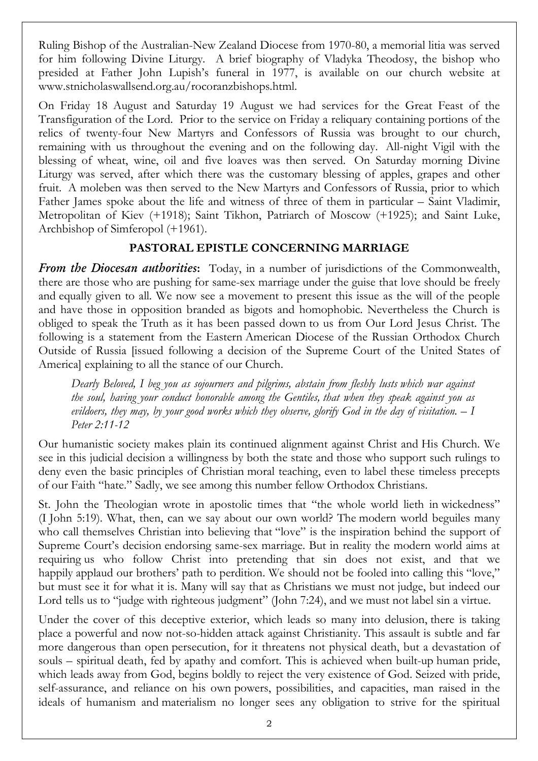Ruling Bishop of the Australian-New Zealand Diocese from 1970-80, a memorial litia was served for him following Divine Liturgy. A brief biography of Vladyka Theodosy, the bishop who presided at Father John Lupish's funeral in 1977, is available on our church website at www.stnicholaswallsend.org.au/rocoranzbishops.html.

On Friday 18 August and Saturday 19 August we had services for the Great Feast of the Transfiguration of the Lord. Prior to the service on Friday a reliquary containing portions of the relics of twenty-four New Martyrs and Confessors of Russia was brought to our church, remaining with us throughout the evening and on the following day. All-night Vigil with the blessing of wheat, wine, oil and five loaves was then served. On Saturday morning Divine Liturgy was served, after which there was the customary blessing of apples, grapes and other fruit. A moleben was then served to the New Martyrs and Confessors of Russia, prior to which Father James spoke about the life and witness of three of them in particular – Saint Vladimir, Metropolitan of Kiev (+1918); Saint Tikhon, Patriarch of Moscow (+1925); and Saint Luke, Archbishop of Simferopol (+1961).

## PASTORAL EPISTLE CONCERNING MARRIAGE

***From the Diocesan authorities*:** Today, in a number of jurisdictions of the Commonwealth, there are those who are pushing for same-sex marriage under the guise that love should be freely and equally given to all. We now see a movement to present this issue as the will of the people and have those in opposition branded as bigots and homophobic. Nevertheless the Church is obliged to speak the Truth as it has been passed down to us from Our Lord Jesus Christ. The following is a statement from the Eastern American Diocese of the Russian Orthodox Church Outside of Russia [issued following a decision of the Supreme Court of the United States of America] explaining to all the stance of our Church.

> *Dearly Beloved, I beg you as sojourners and pilgrims, abstain from fleshly lusts which war against the soul, having your conduct honorable among the Gentiles, that when they speak against you as evildoers, they may, by your good works which they observe, glorify God in the day of visitation. – I Peter 2:11-12*

Our humanistic society makes plain its continued alignment against Christ and His Church. We see in this judicial decision a willingness by both the state and those who support such rulings to deny even the basic principles of Christian moral teaching, even to label these timeless precepts of our Faith "hate." Sadly, we see among this number fellow Orthodox Christians.

St. John the Theologian wrote in apostolic times that "the whole world lieth in wickedness" (I John 5:19). What, then, can we say about our own world? The modern world beguiles many who call themselves Christian into believing that "love" is the inspiration behind the support of Supreme Court's decision endorsing same-sex marriage. But in reality the modern world aims at requiring us who follow Christ into pretending that sin does not exist, and that we happily applaud our brothers' path to perdition. We should not be fooled into calling this "love," but must see it for what it is. Many will say that as Christians we must not judge, but indeed our Lord tells us to "judge with righteous judgment" (John 7:24), and we must not label sin a virtue.

Under the cover of this deceptive exterior, which leads so many into delusion, there is taking place a powerful and now not-so-hidden attack against Christianity. This assault is subtle and far more dangerous than open persecution, for it threatens not physical death, but a devastation of souls – spiritual death, fed by apathy and comfort. This is achieved when built-up human pride, which leads away from God, begins boldly to reject the very existence of God. Seized with pride, self-assurance, and reliance on his own powers, possibilities, and capacities, man raised in the ideals of humanism and materialism no longer sees any obligation to strive for the spiritual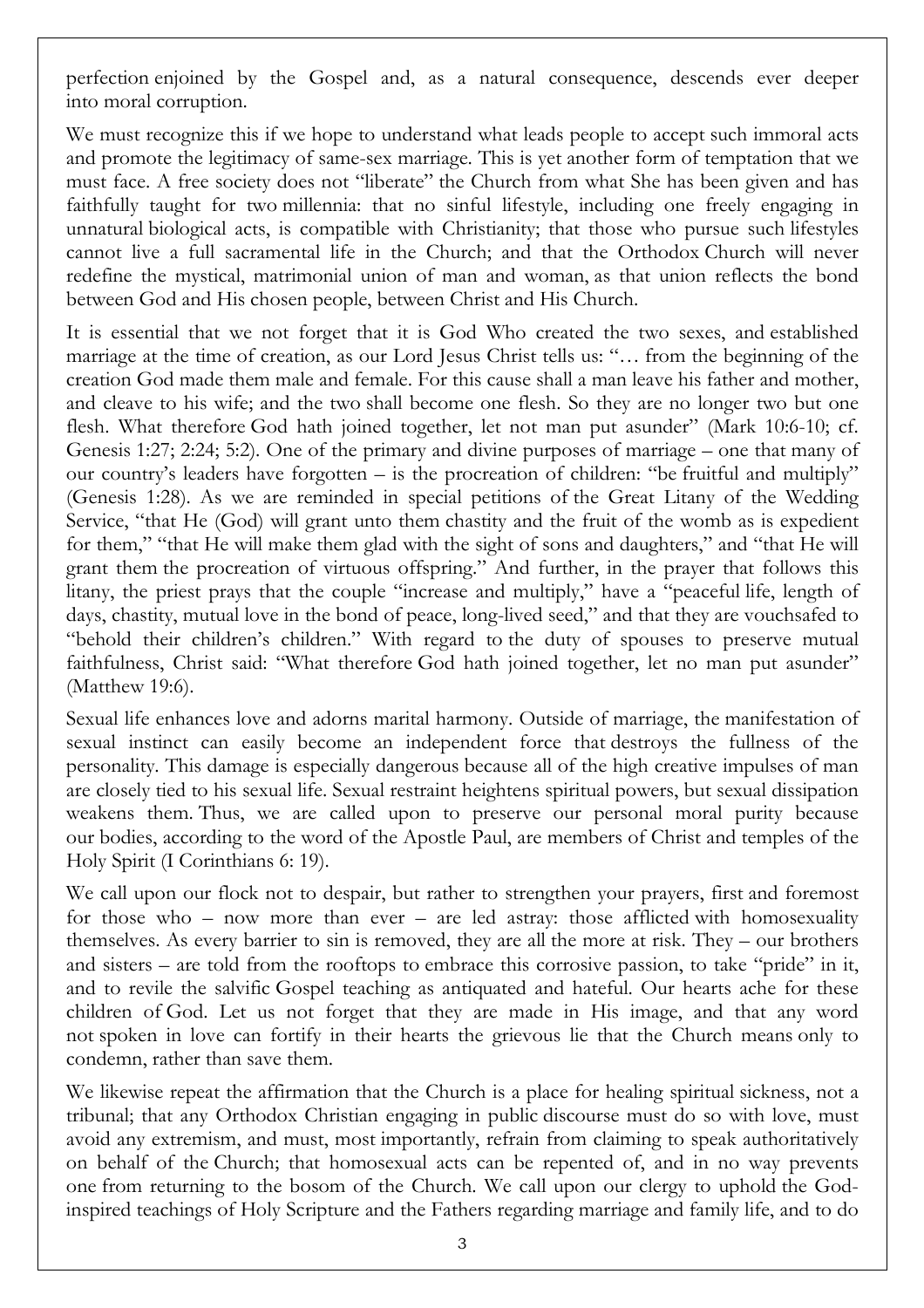perfection enjoined by the Gospel and, as a natural consequence, descends ever deeper into moral corruption.

We must recognize this if we hope to understand what leads people to accept such immoral acts and promote the legitimacy of same-sex marriage. This is yet another form of temptation that we must face. A free society does not "liberate" the Church from what She has been given and has faithfully taught for two millennia: that no sinful lifestyle, including one freely engaging in unnatural biological acts, is compatible with Christianity; that those who pursue such lifestyles cannot live a full sacramental life in the Church; and that the Orthodox Church will never redefine the mystical, matrimonial union of man and woman, as that union reflects the bond between God and His chosen people, between Christ and His Church.

It is essential that we not forget that it is God Who created the two sexes, and established marriage at the time of creation, as our Lord Jesus Christ tells us: "… from the beginning of the creation God made them male and female. For this cause shall a man leave his father and mother, and cleave to his wife; and the two shall become one flesh. So they are no longer two but one flesh. What therefore God hath joined together, let not man put asunder" (Mark 10:6-10; cf. Genesis 1:27; 2:24; 5:2). One of the primary and divine purposes of marriage – one that many of our country's leaders have forgotten – is the procreation of children: "be fruitful and multiply" (Genesis 1:28). As we are reminded in special petitions of the Great Litany of the Wedding Service, "that He (God) will grant unto them chastity and the fruit of the womb as is expedient for them," "that He will make them glad with the sight of sons and daughters," and "that He will grant them the procreation of virtuous offspring." And further, in the prayer that follows this litany, the priest prays that the couple "increase and multiply," have a "peaceful life, length of days, chastity, mutual love in the bond of peace, long-lived seed," and that they are vouchsafed to "behold their children's children." With regard to the duty of spouses to preserve mutual faithfulness, Christ said: "What therefore God hath joined together, let no man put asunder" (Matthew 19:6).

Sexual life enhances love and adorns marital harmony. Outside of marriage, the manifestation of sexual instinct can easily become an independent force that destroys the fullness of the personality. This damage is especially dangerous because all of the high creative impulses of man are closely tied to his sexual life. Sexual restraint heightens spiritual powers, but sexual dissipation weakens them. Thus, we are called upon to preserve our personal moral purity because our bodies, according to the word of the Apostle Paul, are members of Christ and temples of the Holy Spirit (I Corinthians 6: 19).

We call upon our flock not to despair, but rather to strengthen your prayers, first and foremost for those who – now more than ever – are led astray: those afflicted with homosexuality themselves. As every barrier to sin is removed, they are all the more at risk. They – our brothers and sisters – are told from the rooftops to embrace this corrosive passion, to take "pride" in it, and to revile the salvific Gospel teaching as antiquated and hateful. Our hearts ache for these children of God. Let us not forget that they are made in His image, and that any word not spoken in love can fortify in their hearts the grievous lie that the Church means only to condemn, rather than save them.

We likewise repeat the affirmation that the Church is a place for healing spiritual sickness, not a tribunal; that any Orthodox Christian engaging in public discourse must do so with love, must avoid any extremism, and must, most importantly, refrain from claiming to speak authoritatively on behalf of the Church; that homosexual acts can be repented of, and in no way prevents one from returning to the bosom of the Church. We call upon our clergy to uphold the God-inspired teachings of Holy Scripture and the Fathers regarding marriage and family life, and to do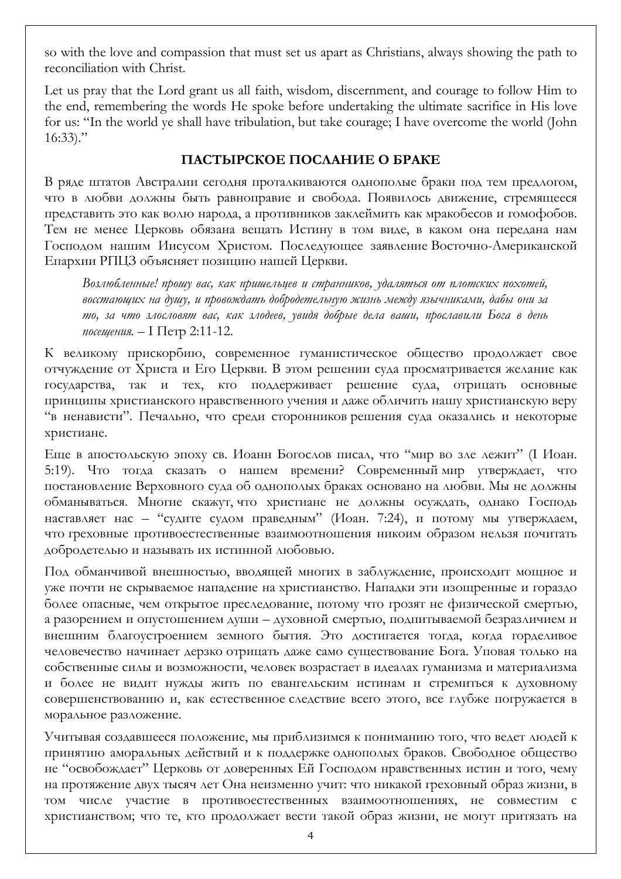so with the love and compassion that must set us apart as Christians, always showing the path to reconciliation with Christ.

Let us pray that the Lord grant us all faith, wisdom, discernment, and courage to follow Him to the end, remembering the words He spoke before undertaking the ultimate sacrifice in His love for us: "In the world ye shall have tribulation, but take courage; I have overcome the world (John 16:33)."

## ПАСТЫРСКОЕ ПОСЛАНИЕ О БРАКЕ

В ряде штатов Австралии сегодня проталкиваются однополые браки под тем предлогом, что в любви должны быть равноправие и свобода. Появилось движение, стремящееся представить это как волю народа, а противников заклеймить как мракобесов и гомофобов. Тем не менее Церковь обязана вещать Истину в том виде, в каком она передана нам Господом нашим Иисусом Христом. Последующее заявление Восточно-Американской Епархии РПЦЗ объясняет позицию нашей Церкви.

> *Возлюбленные! прошу вас, как пришельцев и странников, удаляться от плотских похотей, восстающих на душу, и провождать добродетельную жизнь между язычниками, дабы они за то, за что злословят вас, как злодеев, увидя добрые дела ваши, прославили Бога в день посещения.* – I Петр 2:11-12.

К великому прискорбию, современное гуманистическое общество продолжает свое отчуждение от Христа и Его Церкви. В этом решении суда просматривается желание как государства, так и тех, кто поддерживает решение суда, отрицать основные принципы христианского нравственного учения и даже обличить нашу христианскую веру "в ненависти". Печально, что среди сторонников решения суда оказались и некоторые христиане.

Еще в апостольскую эпоху св. Иоанн Богослов писал, что "мир во зле лежит" (I Иоан. 5:19). Что тогда сказать о нашем времени? Современный мир утверждает, что постановление Верховного суда об однополых браках основано на любви. Мы не должны обманываться. Многие скажут, что христиане не должны осуждать, однако Господь наставляет нас – "судите судом праведным" (Иоан. 7:24), и потому мы утверждаем, что греховные противоестественные взаимоотношения никоим образом нельзя почитать добродетелью и называть их истинной любовью.

Под обманчивой внешностью, вводящей многих в заблуждение, происходит мощное и уже почти не скрываемое нападение на христианство. Нападки эти изощренные и гораздо более опасные, чем открытое преследование, потому что грозят не физической смертью, а разорением и опустошением души – духовной смертью, подпитываемой безразличием и внешним благоустроением земного бытия. Это достигается тогда, когда горделивое человечество начинает дерзко отрицать даже само существование Бога. Уповая только на собственные силы и возможности, человек возрастает в идеалах гуманизма и материализма и более не видит нужды жить по евангельским истинам и стремиться к духовному совершенствованию и, как естественное следствие всего этого, все глубже погружается в моральное разложение.

Учитывая создавшееся положение, мы приблизимся к пониманию того, что ведет людей к принятию аморальных действий и к поддержке однополых браков. Свободное общество не "освобождает" Церковь от доверенных Ей Господом нравственных истин и того, чему на протяжение двух тысяч лет Она неизменно учит: что никакой греховный образ жизни, в том числе участие в противоестественных взаимоотношениях, не совместим с христианством; что те, кто продолжает вести такой образ жизни, не могут притязать на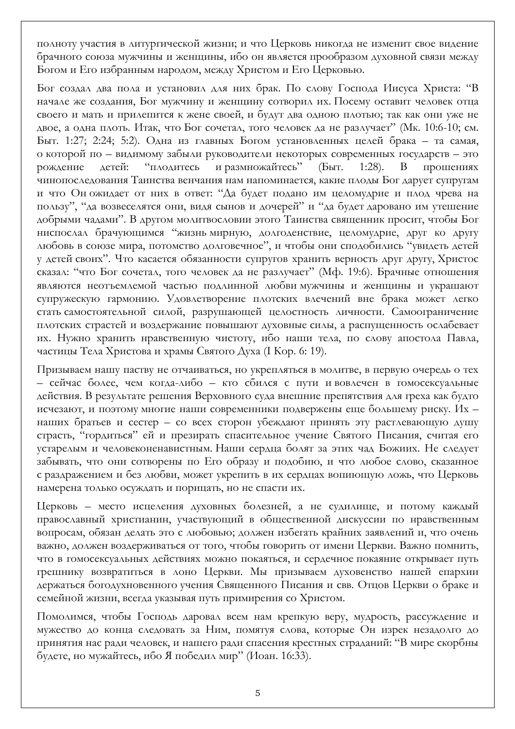полноту участия в литургической жизни; и что Церковь никогда не изменит свое видение брачного союза мужчины и женщины, ибо он является прообразом духовной связи между Богом и Его избранным народом, между Христом и Его Церковью.

Бог создал два пола и установил для них брак. По слову Господа Иисуса Христа: "В начале же создания, Бог мужчину и женщину сотворил их. Посему оставит человек отца своего и мать и прилепится к жене своей, и будут два одною плотью; так как они уже не двое, а одна плоть. Итак, что Бог сочетал, того человек да не разлучает" (Мк. 10:6-10; см. Быт. 1:27; 2:24; 5:2). Одна из главных Богом установленных целей брака – та самая, о которой по – видимому забыли руководители некоторых современных государств – это рождение детей: "плодитесь и размножайтесь" (Быт. 1:28). В прошениях чинопоследования Таинства венчания нам напоминается, какие плоды Бог дарует супругам и что Он ожидает от них в ответ: "Да будет подано им целомудрие и плод чрева на пользу", "да возвеселятся они, видя сынов и дочерей" и "да будет даровано им утешение добрыми чадами". В другом молитвословии этого Таинства священник просит, чтобы Бог ниспослал брачующимся "жизнь мирную, долгоденствие, целомудрие, друг ко другу любовь в союзе мира, потомство долговечное", и чтобы они сподобились "увидеть детей у детей своих". Что касается обязанности супругов хранить верность друг другу, Христос сказал: "что Бог сочетал, того человек да не разлучает" (Мф. 19:6). Брачные отношения являются неотъемлемой частью подлинной любви мужчины и женщины и украшают супружескую гармонию. Удовлетворение плотских влечений вне брака может легко стать самостоятельной силой, разрушающей целостность личности. Самоограничение плотских страстей и воздержание повышают духовные силы, а распущенность ослабевает их. Нужно хранить нравственную чистоту, ибо наши тела, по слову апостола Павла, частицы Тела Христова и храмы Святого Духа (I Кор. 6: 19).

Призываем нашу паству не отчаиваться, но укрепляться в молитве, в первую очередь о тех – сейчас более, чем когда-либо – кто сбился с пути и вовлечен в гомосексуальные действия. В результате решения Верховного суда внешние препятствия для греха как будто исчезают, и поэтому многие наши современники подвержены еще большему риску. Их – наших братьев и сестер – со всех сторон убеждают принять эту растлевающую душу страсть, "гордиться" ей и презирать спасительное учение Святого Писания, считая его устарелым и человеконенавистным. Наши сердца болят за этих чад Божиих. Не следует забывать, что они сотворены по Его образу и подобию, и что любое слово, сказанное с раздражением и без любви, может укрепить в их сердцах вопиющую ложь, что Церковь намерена только осуждать и порицать, но не спасти их.

Церковь – место исцеления духовных болезней, а не судилище, и потому каждый православный христианин, участвующий в общественной дискуссии по нравственным вопросам, обязан делать это с любовью; должен избегать крайних заявлений и, что очень важно, должен воздерживаться от того, чтобы говорить от имени Церкви. Важно помнить, что в гомосексуальных действиях можно покаяться, и сердечное покаяние открывает путь грешнику возвратиться в лоно Церкви. Мы призываем духовенство нашей епархии держаться богодухновенного учения Священного Писания и свв. Отцов Церкви о браке и семейной жизни, всегда указывая путь примирения со Христом.

Помолимся, чтобы Господь даровал всем нам крепкую веру, мудрость, рассуждение и мужество до конца следовать за Ним, помятуя слова, которые Он изрек незадолго до принятия нас ради человек, и нашего ради спасения крестных страданий: "В мире скорбны будете, но мужайтесь, ибо Я победил мир" (Иоан. 16:33).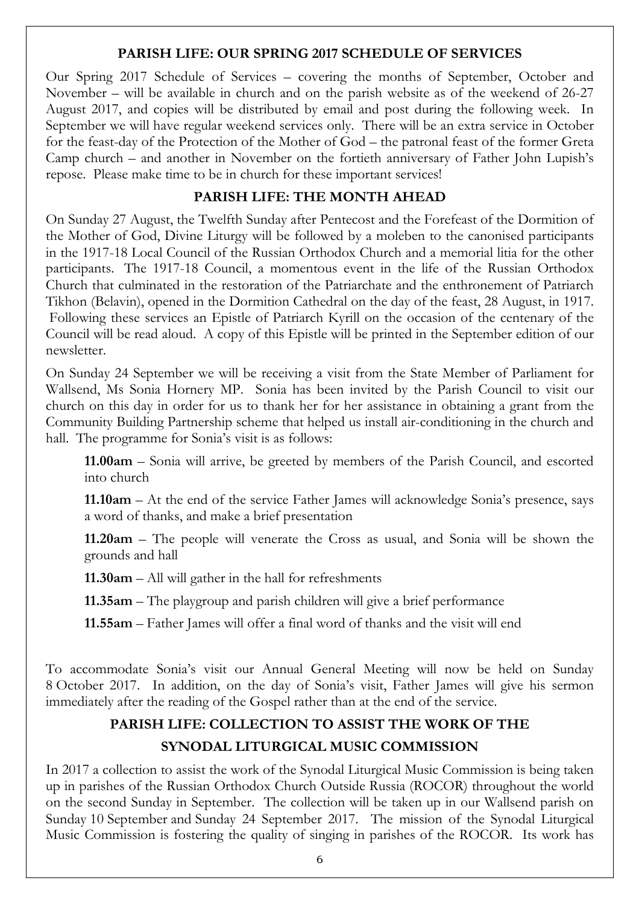## PARISH LIFE: OUR SPRING 2017 SCHEDULE OF SERVICES

Our Spring 2017 Schedule of Services – covering the months of September, October and November – will be available in church and on the parish website as of the weekend of 26-27 August 2017, and copies will be distributed by email and post during the following week. In September we will have regular weekend services only. There will be an extra service in October for the feast-day of the Protection of the Mother of God – the patronal feast of the former Greta Camp church – and another in November on the fortieth anniversary of Father John Lupish's repose. Please make time to be in church for these important services!

## PARISH LIFE: THE MONTH AHEAD

On Sunday 27 August, the Twelfth Sunday after Pentecost and the Forefeast of the Dormition of the Mother of God, Divine Liturgy will be followed by a moleben to the canonised participants in the 1917-18 Local Council of the Russian Orthodox Church and a memorial litia for the other participants. The 1917-18 Council, a momentous event in the life of the Russian Orthodox Church that culminated in the restoration of the Patriarchate and the enthronement of Patriarch Tikhon (Belavin), opened in the Dormition Cathedral on the day of the feast, 28 August, in 1917. Following these services an Epistle of Patriarch Kyrill on the occasion of the centenary of the Council will be read aloud. A copy of this Epistle will be printed in the September edition of our newsletter.

On Sunday 24 September we will be receiving a visit from the State Member of Parliament for Wallsend, Ms Sonia Hornery MP. Sonia has been invited by the Parish Council to visit our church on this day in order for us to thank her for her assistance in obtaining a grant from the Community Building Partnership scheme that helped us install air-conditioning in the church and hall. The programme for Sonia's visit is as follows:

**11.00am** – Sonia will arrive, be greeted by members of the Parish Council, and escorted into church

**11.10am** – At the end of the service Father James will acknowledge Sonia's presence, says a word of thanks, and make a brief presentation

**11.20am** – The people will venerate the Cross as usual, and Sonia will be shown the grounds and hall

**11.30am** – All will gather in the hall for refreshments

**11.35am** – The playgroup and parish children will give a brief performance

**11.55am** – Father James will offer a final word of thanks and the visit will end

To accommodate Sonia's visit our Annual General Meeting will now be held on Sunday 8 October 2017. In addition, on the day of Sonia's visit, Father James will give his sermon immediately after the reading of the Gospel rather than at the end of the service.

## PARISH LIFE: COLLECTION TO ASSIST THE WORK OF THE SYNODAL LITURGICAL MUSIC COMMISSION

In 2017 a collection to assist the work of the Synodal Liturgical Music Commission is being taken up in parishes of the Russian Orthodox Church Outside Russia (ROCOR) throughout the world on the second Sunday in September. The collection will be taken up in our Wallsend parish on Sunday 10 September and Sunday 24 September 2017. The mission of the Synodal Liturgical Music Commission is fostering the quality of singing in parishes of the ROCOR. Its work has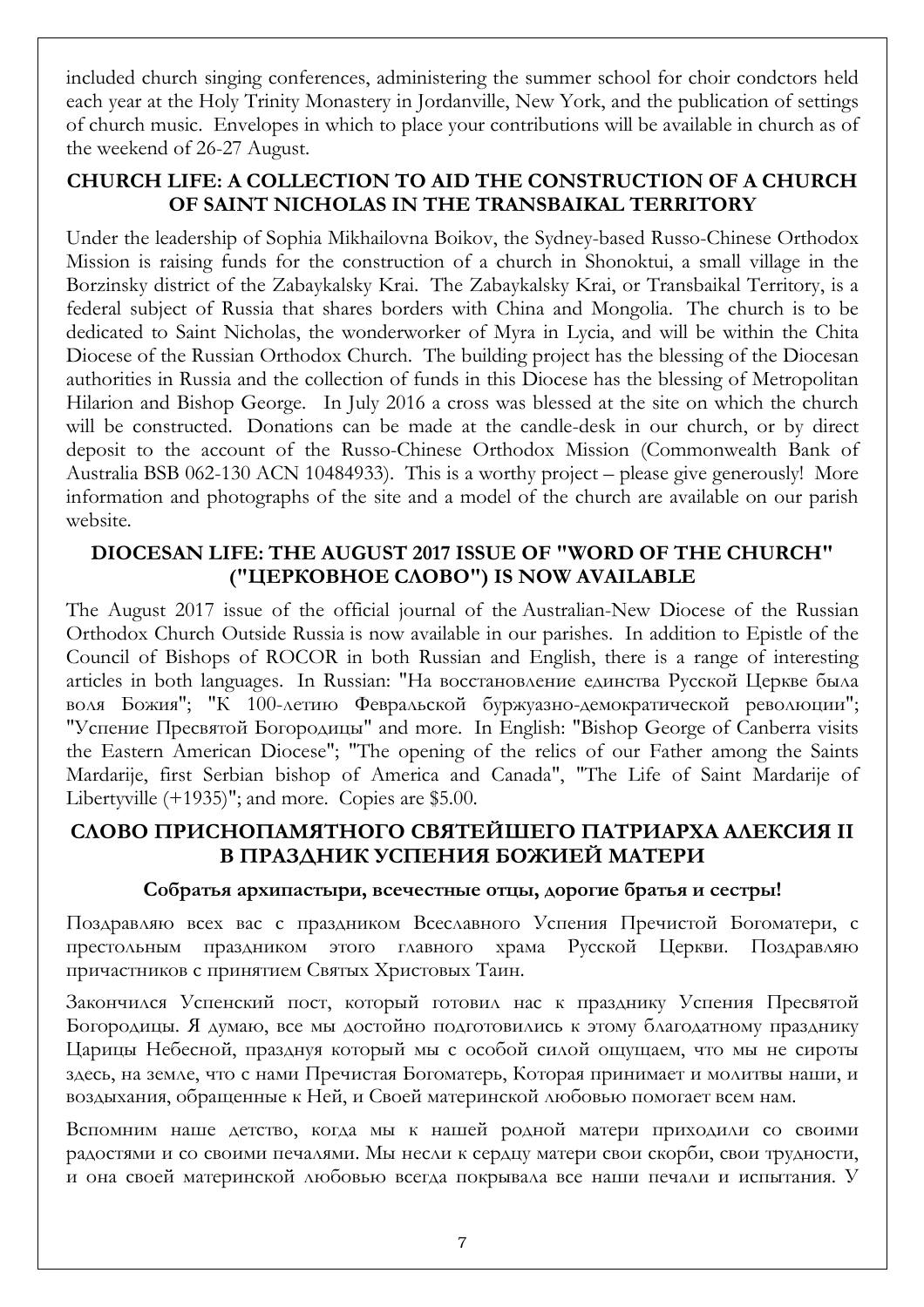included church singing conferences, administering the summer school for choir condctors held each year at the Holy Trinity Monastery in Jordanville, New York, and the publication of settings of church music. Envelopes in which to place your contributions will be available in church as of the weekend of 26-27 August.

## CHURCH LIFE: A COLLECTION TO AID THE CONSTRUCTION OF A CHURCH OF SAINT NICHOLAS IN THE TRANSBAIKAL TERRITORY

Under the leadership of Sophia Mikhailovna Boikov, the Sydney-based Russo-Chinese Orthodox Mission is raising funds for the construction of a church in Shonoktui, a small village in the Borzinsky district of the Zabaykalsky Krai. The Zabaykalsky Krai, or Transbaikal Territory, is a federal subject of Russia that shares borders with China and Mongolia. The church is to be dedicated to Saint Nicholas, the wonderworker of Myra in Lycia, and will be within the Chita Diocese of the Russian Orthodox Church. The building project has the blessing of the Diocesan authorities in Russia and the collection of funds in this Diocese has the blessing of Metropolitan Hilarion and Bishop George. In July 2016 a cross was blessed at the site on which the church will be constructed. Donations can be made at the candle-desk in our church, or by direct deposit to the account of the Russo-Chinese Orthodox Mission (Commonwealth Bank of Australia BSB 062-130 ACN 10484933). This is a worthy project – please give generously! More information and photographs of the site and a model of the church are available on our parish website.

## DIOCESAN LIFE: THE AUGUST 2017 ISSUE OF "WORD OF THE CHURCH" ("ЦЕРКОВНОЕ СЛОВО") IS NOW AVAILABLE

The August 2017 issue of the official journal of the Australian-New Diocese of the Russian Orthodox Church Outside Russia is now available in our parishes. In addition to Epistle of the Council of Bishops of ROCOR in both Russian and English, there is a range of interesting articles in both languages. In Russian: "На восстановление единства Русской Церкве была воля Божия"; "К 100-летию Февральской буржуазно-демократической революции"; "Успение Пресвятой Богородицы" and more. In English: "Bishop George of Canberra visits the Eastern American Diocese"; "The opening of the relics of our Father among the Saints Mardarije, first Serbian bishop of America and Canada", "The Life of Saint Mardarije of Libertyville (+1935)"; and more. Copies are $5.00.

## СЛОВО ПРИСНОПАМЯТНОГО СВЯТЕЙШЕГО ПАТРИАРХА АЛЕКСИЯ II В ПРАЗДНИК УСПЕНИЯ БОЖИЕЙ МАТЕРИ

**Собратья архипастыри, всечестные отцы, дорогие братья и сестры!**

Поздравляю всех вас с праздником Всеславного Успения Пречистой Богоматери, с престольным праздником этого главного храма Русской Церкви. Поздравляю причастников с принятием Святых Христовых Таин.

Закончился Успенский пост, который готовил нас к празднику Успения Пресвятой Богородицы. Я думаю, все мы достойно подготовились к этому благодатному празднику Царицы Небесной, празднуя который мы с особой силой ощущаем, что мы не сироты здесь, на земле, что с нами Пречистая Богоматерь, Которая принимает и молитвы наши, и воздыхания, обращенные к Ней, и Своей материнской любовью помогает всем нам.

Вспомним наше детство, когда мы к нашей родной матери приходили со своими радостями и со своими печалями. Мы несли к сердцу матери свои скорби, свои трудности, и она своей материнской любовью всегда покрывала все наши печали и испытания. У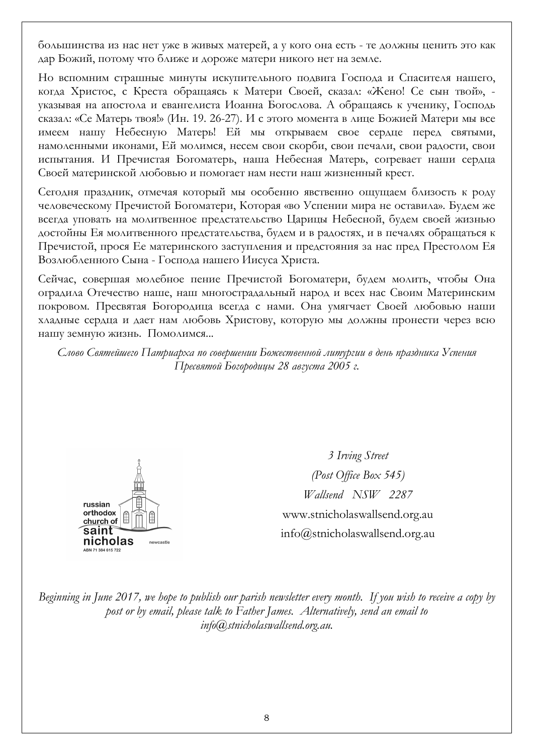большинства из нас нет уже в живых матерей, а у кого она есть - те должны ценить это как дар Божий, потому что ближе и дороже матери никого нет на земле.

Но вспомним страшные минуты искупительного подвига Господа и Спасителя нашего, когда Христос, с Креста обращаясь к Матери Своей, сказал: «Жено! Се сын твой», - указывая на апостола и евангелиста Иоанна Богослова. А обращаясь к ученику, Господь сказал: «Се Матерь твоя!» (Ин. 19. 26-27). И с этого момента в лице Божией Матери мы все имеем нашу Небесную Матерь! Ей мы открываем свое сердце перед святыми, намоленными иконами, Ей молимся, несем свои скорби, свои печали, свои радости, свои испытания. И Пречистая Богоматерь, наша Небесная Матерь, согревает наши сердца Своей материнской любовью и помогает нам нести наш жизненный крест.

Сегодня праздник, отмечая который мы особенно явственно ощущаем близость к роду человеческому Пречистой Богоматери, Которая «во Успении мира не оставила». Будем же всегда уповать на молитвенное предстательство Царицы Небесной, будем своей жизнью достойны Ея молитвенного предстательства, будем и в радостях, и в печалях обращаться к Пречистой, прося Ее материнского заступления и предстояния за нас пред Престолом Ея Возлюбленного Сына - Господа нашего Иисуса Христа.

Сейчас, совершая молебное пение Пречистой Богоматери, будем молить, чтобы Она оградила Отечество наше, наш многострадальный народ и всех нас Своим Материнским покровом. Пресвятая Богородица всегда с нами. Она умягчает Своей любовью наши хладные сердца и дает нам любовь Христову, которую мы должны пронести через всю нашу земную жизнь. Помолимся...

*Слово Святейшего Патриарха по совершении Божественной литургии в день праздника Успения Пресвятой Богородицы 28 августа 2005 г.*

russian orthodox church of saint nicholas newcastle
ABN 71 384 615 722

*3 Irving Street*
*(Post Office Box 545)*
*Wallsend NSW 2287*
www.stnicholaswallsend.org.au
info@stnicholaswallsend.org.au

*Beginning in June 2017, we hope to publish our parish newsletter every month. If you wish to receive a copy by post or by email, please talk to Father James. Alternatively, send an email to info@stnicholaswallsend.org.au.*